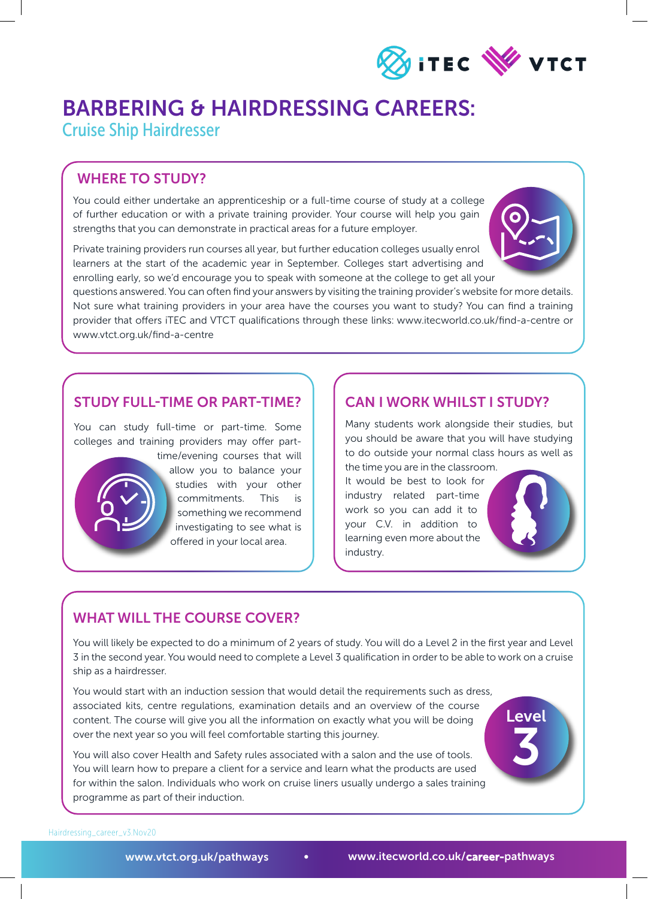# BARBERING & HAIRDRESSING CAREERS:

## Cruise Ship Hairdresser

### WHERE TO STUDY?

You could either undertake an apprenticeship or a full-time course of study at a college of further education or with a private training provider. Your course will help you gain strengths that you can demonstrate in practical areas for a future employer.

Private training providers run courses all year, but further education colleges usually enrol learners at the start of the academic year in September. Colleges start advertising and enrolling early, so we'd encourage you to speak with someone at the college to get all your questions answered. You can often find your answers by visiting the training provider's website for more details. Not sure what training providers in your area have the courses you want to study? You can find a training provider that offers iTEC and VTCT qualifications through these links: www.itecworld.co.uk/find-a-centre or www.vtct.org.uk/find-a-centre

### STUDY FULL-TIME OR PART-TIME?

You can study full-time or part-time. Some colleges and training providers may offer part-time/evening courses that will allow you to balance your studies with your other commitments. This is something we recommend investigating to see what is offered in your local area.

### CAN I WORK WHILST I STUDY?

Many students work alongside their studies, but you should be aware that you will have studying to do outside your normal class hours as well as the time you are in the classroom. It would be best to look for industry related part-time work so you can add it to your C.V. in addition to learning even more about the industry.

### WHAT WILL THE COURSE COVER?

You will likely be expected to do a minimum of 2 years of study. You will do a Level 2 in the first year and Level 3 in the second year. You would need to complete a Level 3 qualification in order to be able to work on a cruise ship as a hairdresser.

You would start with an induction session that would detail the requirements such as dress, associated kits, centre regulations, examination details and an overview of the course content. The course will give you all the information on exactly what you will be doing over the next year so you will feel comfortable starting this journey.

You will also cover Health and Safety rules associated with a salon and the use of tools. You will learn how to prepare a client for a service and learn what the products are used for within the salon. Individuals who work on cruise liners usually undergo a sales training programme as part of their induction.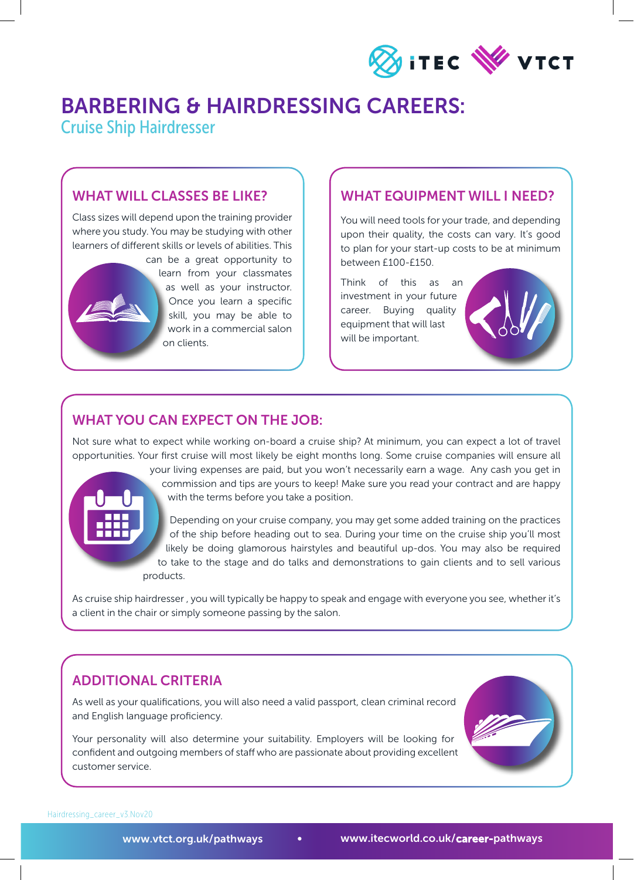# BARBERING & HAIRDRESSING CAREERS:

## Cruise Ship Hairdresser

### WHAT WILL CLASSES BE LIKE?

Class sizes will depend upon the training provider where you study. You may be studying with other learners of different skills or levels of abilities. This can be a great opportunity to learn from your classmates as well as your instructor. Once you learn a specific skill, you may be able to work in a commercial salon on clients.

### WHAT EQUIPMENT WILL I NEED?

You will need tools for your trade, and depending upon their quality, the costs can vary. It's good to plan for your start-up costs to be at minimum between £100-£150.

Think of this as an investment in your future career. Buying quality equipment that will last will be important.

### WHAT YOU CAN EXPECT ON THE JOB:

Not sure what to expect while working on-board a cruise ship? At minimum, you can expect a lot of travel opportunities. Your first cruise will most likely be eight months long. Some cruise companies will ensure all your living expenses are paid, but you won't necessarily earn a wage. Any cash you get in commission and tips are yours to keep! Make sure you read your contract and are happy with the terms before you take a position.

Depending on your cruise company, you may get some added training on the practices of the ship before heading out to sea. During your time on the cruise ship you'll most likely be doing glamorous hairstyles and beautiful up-dos. You may also be required to take to the stage and do talks and demonstrations to gain clients and to sell various products.

As cruise ship hairdresser , you will typically be happy to speak and engage with everyone you see, whether it's a client in the chair or simply someone passing by the salon.

### ADDITIONAL CRITERIA

As well as your qualifications, you will also need a valid passport, clean criminal record and English language proficiency.

Your personality will also determine your suitability. Employers will be looking for confident and outgoing members of staff who are passionate about providing excellent customer service.

Hairdressing_career_v3.Nov20

www.vtct.org.uk/pathways • www.itecworld.co.uk/career-pathways